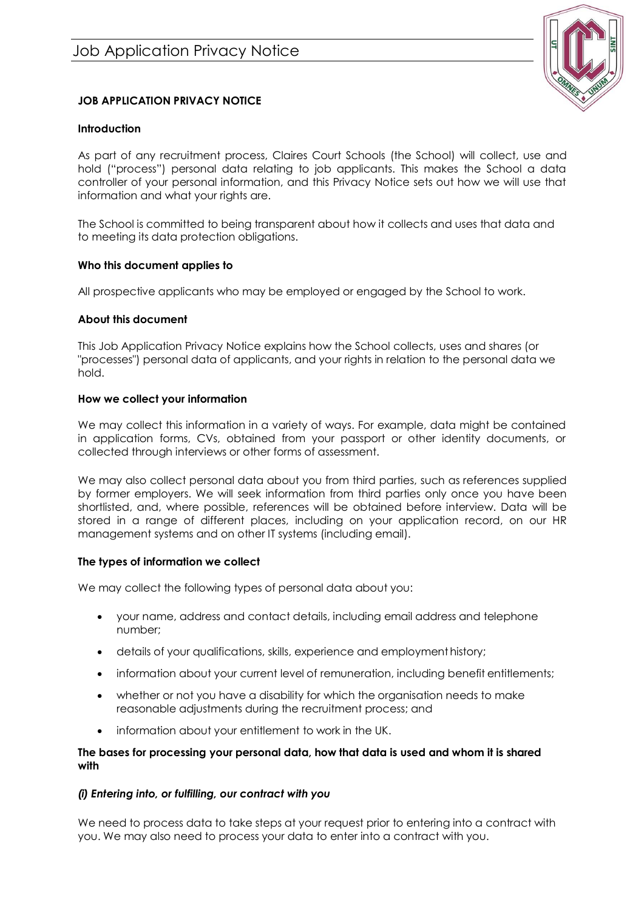# JOB APPLICATION PRIVACY NOTICE

## Introduction

As part of any recruitment process, Claires Court Schools (the School) will collect, use and hold ("process") personal data relating to job applicants. This makes the School a data controller of your personal information, and this Privacy Notice sets out how we will use that information and what your rights are.

The School is committed to being transparent about how it collects and uses that data and to meeting its data protection obligations.

## Who this document applies to

All prospective applicants who may be employed or engaged by the School to work.

## About this document

This Job Application Privacy Notice explains how the School collects, uses and shares (or "processes") personal data of applicants, and your rights in relation to the personal data we hold.

## How we collect your information

We may collect this information in a variety of ways. For example, data might be contained in application forms, CVs, obtained from your passport or other identity documents, or collected through interviews or other forms of assessment.

We may also collect personal data about you from third parties, such as references supplied by former employers. We will seek information from third parties only once you have been shortlisted, and, where possible, references will be obtained before interview. Data will be stored in a range of different places, including on your application record, on our HR management systems and on other IT systems (including email).

## The types of information we collect

We may collect the following types of personal data about you:

- your name, address and contact details, including email address and telephone number;
- details of your qualifications, skills, experience and employment history;
- information about your current level of remuneration, including benefit entitlements;
- whether or not you have a disability for which the organisation needs to make reasonable adjustments during the recruitment process; and
- information about your entitlement to work in the UK.

## The bases for processing your personal data, how that data is used and whom it is shared with

### *(i) Entering into, or fulfilling, our contract with you*

We need to process data to take steps at your request prior to entering into a contract with you. We may also need to process your data to enter into a contract with you.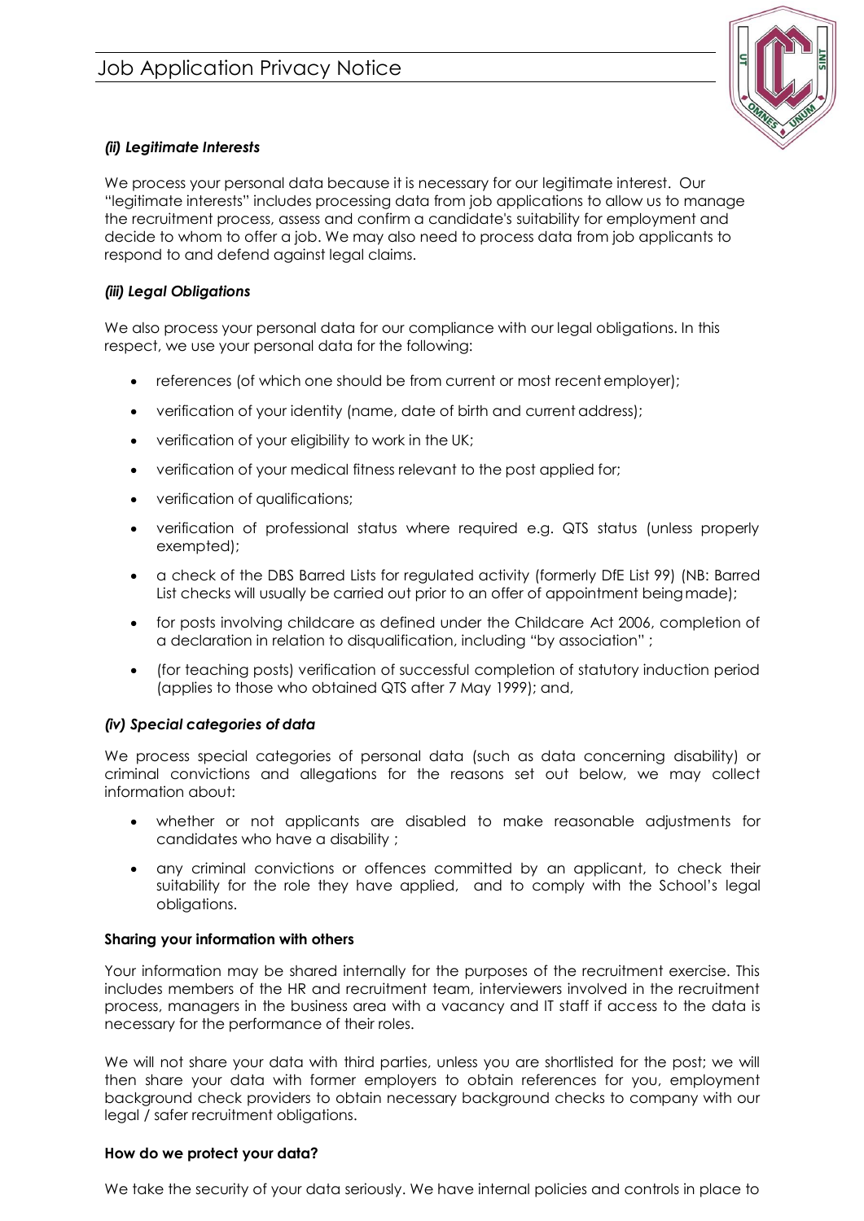#### *(ii) Legitimate Interests*

We process your personal data because it is necessary for our legitimate interest. Our "legitimate interests" includes processing data from job applications to allow us to manage the recruitment process, assess and confirm a candidate's suitability for employment and decide to whom to offer a job. We may also need to process data from job applicants to respond to and defend against legal claims.

#### *(iii) Legal Obligations*

We also process your personal data for our compliance with our legal obligations. In this respect, we use your personal data for the following:

- references (of which one should be from current or most recent employer);
- verification of your identity (name, date of birth and current address);
- verification of your eligibility to work in the UK;
- verification of your medical fitness relevant to the post applied for;
- verification of qualifications;
- verification of professional status where required e.g. QTS status (unless properly exempted);
- a check of the DBS Barred Lists for regulated activity (formerly DfE List 99) (NB: Barred List checks will usually be carried out prior to an offer of appointment being made);
- for posts involving childcare as defined under the Childcare Act 2006, completion of a declaration in relation to disqualification, including "by association" ;
- (for teaching posts) verification of successful completion of statutory induction period (applies to those who obtained QTS after 7 May 1999); and,

#### *(iv) Special categories of data*

We process special categories of personal data (such as data concerning disability) or criminal convictions and allegations for the reasons set out below, we may collect information about:

- whether or not applicants are disabled to make reasonable adjustments for candidates who have a disability ;
- any criminal convictions or offences committed by an applicant, to check their suitability for the role they have applied, and to comply with the School's legal obligations.

**Sharing your information with others**

Your information may be shared internally for the purposes of the recruitment exercise. This includes members of the HR and recruitment team, interviewers involved in the recruitment process, managers in the business area with a vacancy and IT staff if access to the data is necessary for the performance of their roles.

We will not share your data with third parties, unless you are shortlisted for the post; we will then share your data with former employers to obtain references for you, employment background check providers to obtain necessary background checks to company with our legal / safer recruitment obligations.

**How do we protect your data?**

We take the security of your data seriously. We have internal policies and controls in place to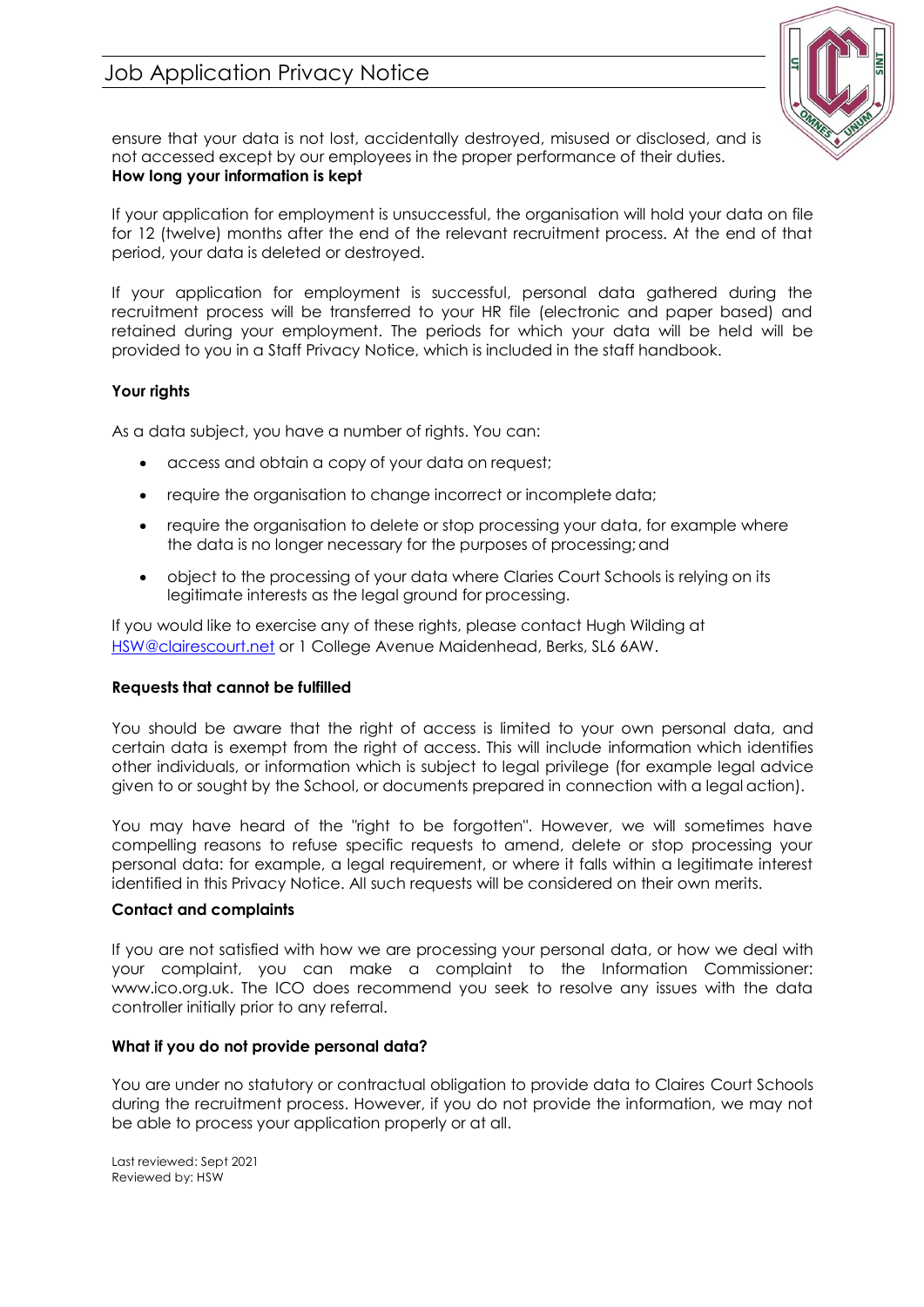ensure that your data is not lost, accidentally destroyed, misused or disclosed, and is not accessed except by our employees in the proper performance of their duties.

**How long your information is kept**

If your application for employment is unsuccessful, the organisation will hold your data on file for 12 (twelve) months after the end of the relevant recruitment process. At the end of that period, your data is deleted or destroyed.

If your application for employment is successful, personal data gathered during the recruitment process will be transferred to your HR file (electronic and paper based) and retained during your employment. The periods for which your data will be held will be provided to you in a Staff Privacy Notice, which is included in the staff handbook.

**Your rights**

As a data subject, you have a number of rights. You can:

- access and obtain a copy of your data on request;
- require the organisation to change incorrect or incomplete data;
- require the organisation to delete or stop processing your data, for example where the data is no longer necessary for the purposes of processing; and
- object to the processing of your data where Claries Court Schools is relying on its legitimate interests as the legal ground for processing.

If you would like to exercise any of these rights, please contact Hugh Wilding at HSW@clairescourt.net or 1 College Avenue Maidenhead, Berks, SL6 6AW.

**Requests that cannot be fulfilled**

You should be aware that the right of access is limited to your own personal data, and certain data is exempt from the right of access. This will include information which identifies other individuals, or information which is subject to legal privilege (for example legal advice given to or sought by the School, or documents prepared in connection with a legal action).

You may have heard of the "right to be forgotten". However, we will sometimes have compelling reasons to refuse specific requests to amend, delete or stop processing your personal data: for example, a legal requirement, or where it falls within a legitimate interest identified in this Privacy Notice. All such requests will be considered on their own merits.

**Contact and complaints**

If you are not satisfied with how we are processing your personal data, or how we deal with your complaint, you can make a complaint to the Information Commissioner: www.ico.org.uk. The ICO does recommend you seek to resolve any issues with the data controller initially prior to any referral.

**What if you do not provide personal data?**

You are under no statutory or contractual obligation to provide data to Claires Court Schools during the recruitment process. However, if you do not provide the information, we may not be able to process your application properly or at all.

Last reviewed: Sept 2021
Reviewed by: HSW